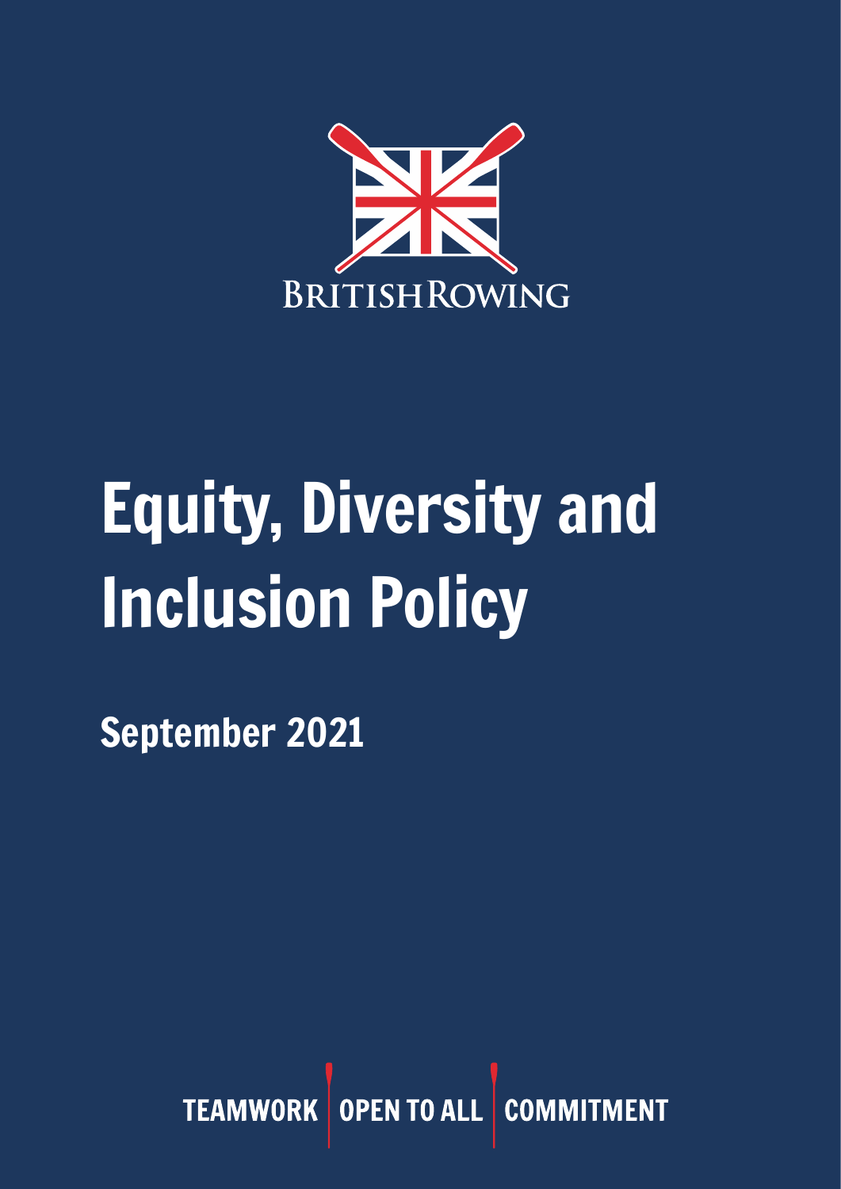BRITISH ROWING

# Equity, Diversity and Inclusion Policy

## September 2021

TEAMWORK | OPEN TO ALL | COMMITMENT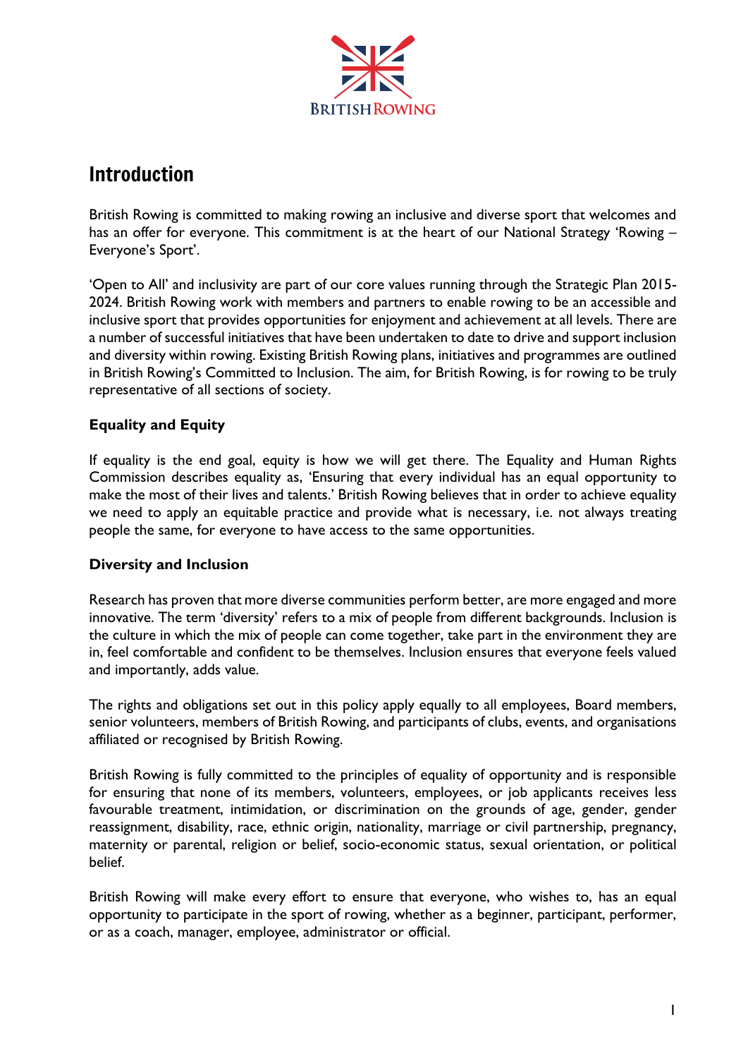# Introduction

British Rowing is committed to making rowing an inclusive and diverse sport that welcomes and has an offer for everyone. This commitment is at the heart of our National Strategy 'Rowing – Everyone's Sport'.

'Open to All' and inclusivity are part of our core values running through the Strategic Plan 2015-2024. British Rowing work with members and partners to enable rowing to be an accessible and inclusive sport that provides opportunities for enjoyment and achievement at all levels. There are a number of successful initiatives that have been undertaken to date to drive and support inclusion and diversity within rowing. Existing British Rowing plans, initiatives and programmes are outlined in British Rowing's Committed to Inclusion. The aim, for British Rowing, is for rowing to be truly representative of all sections of society.

### Equality and Equity

If equality is the end goal, equity is how we will get there. The Equality and Human Rights Commission describes equality as, 'Ensuring that every individual has an equal opportunity to make the most of their lives and talents.' British Rowing believes that in order to achieve equality we need to apply an equitable practice and provide what is necessary, i.e. not always treating people the same, for everyone to have access to the same opportunities.

### Diversity and Inclusion

Research has proven that more diverse communities perform better, are more engaged and more innovative. The term 'diversity' refers to a mix of people from different backgrounds. Inclusion is the culture in which the mix of people can come together, take part in the environment they are in, feel comfortable and confident to be themselves. Inclusion ensures that everyone feels valued and importantly, adds value.

The rights and obligations set out in this policy apply equally to all employees, Board members, senior volunteers, members of British Rowing, and participants of clubs, events, and organisations affiliated or recognised by British Rowing.

British Rowing is fully committed to the principles of equality of opportunity and is responsible for ensuring that none of its members, volunteers, employees, or job applicants receives less favourable treatment, intimidation, or discrimination on the grounds of age, gender, gender reassignment, disability, race, ethnic origin, nationality, marriage or civil partnership, pregnancy, maternity or parental, religion or belief, socio-economic status, sexual orientation, or political belief.

British Rowing will make every effort to ensure that everyone, who wishes to, has an equal opportunity to participate in the sport of rowing, whether as a beginner, participant, performer, or as a coach, manager, employee, administrator or official.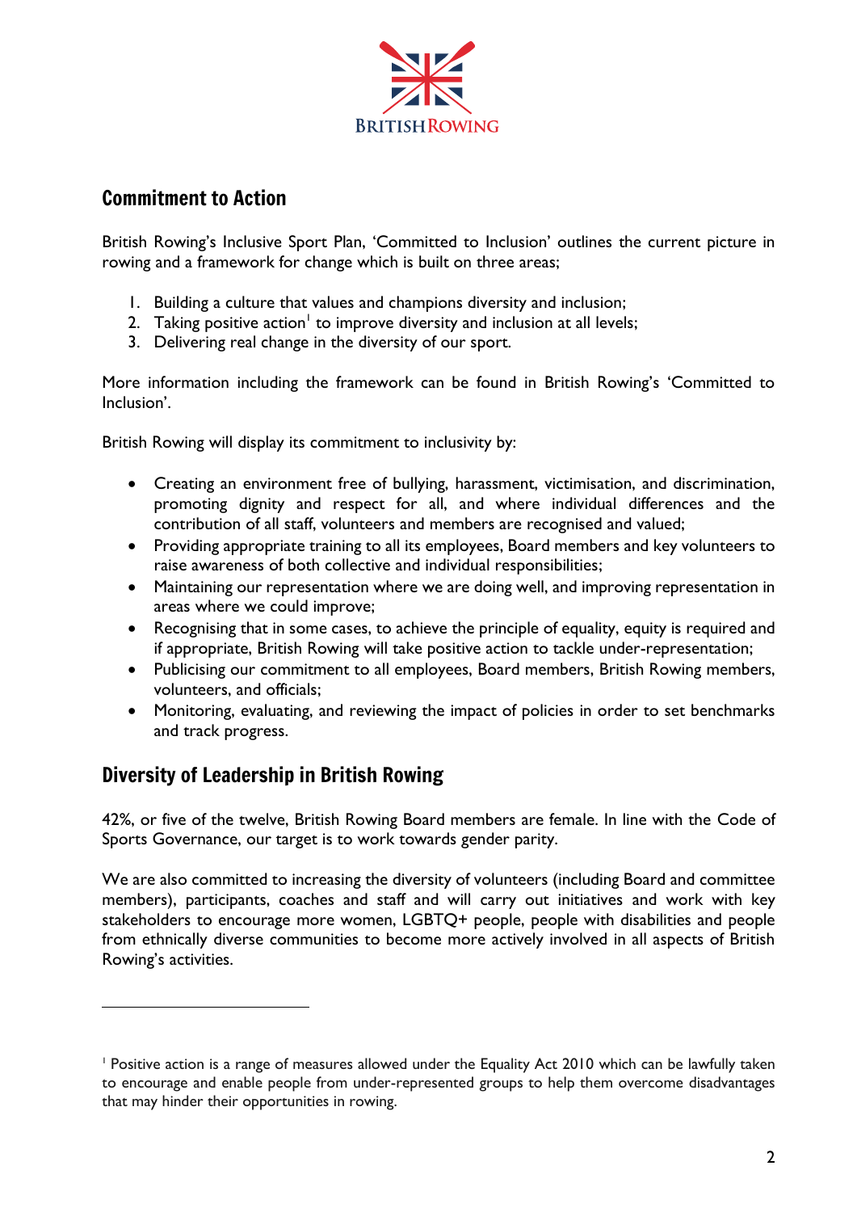## Commitment to Action

British Rowing's Inclusive Sport Plan, 'Committed to Inclusion' outlines the current picture in rowing and a framework for change which is built on three areas;

1. Building a culture that values and champions diversity and inclusion;
2. Taking positive action[1] to improve diversity and inclusion at all levels;
3. Delivering real change in the diversity of our sport.

More information including the framework can be found in British Rowing's 'Committed to Inclusion'.

British Rowing will display its commitment to inclusivity by:

- Creating an environment free of bullying, harassment, victimisation, and discrimination, promoting dignity and respect for all, and where individual differences and the contribution of all staff, volunteers and members are recognised and valued;
- Providing appropriate training to all its employees, Board members and key volunteers to raise awareness of both collective and individual responsibilities;
- Maintaining our representation where we are doing well, and improving representation in areas where we could improve;
- Recognising that in some cases, to achieve the principle of equality, equity is required and if appropriate, British Rowing will take positive action to tackle under-representation;
- Publicising our commitment to all employees, Board members, British Rowing members, volunteers, and officials;
- Monitoring, evaluating, and reviewing the impact of policies in order to set benchmarks and track progress.

## Diversity of Leadership in British Rowing

42%, or five of the twelve, British Rowing Board members are female. In line with the Code of Sports Governance, our target is to work towards gender parity.

We are also committed to increasing the diversity of volunteers (including Board and committee members), participants, coaches and staff and will carry out initiatives and work with key stakeholders to encourage more women, LGBTQ+ people, people with disabilities and people from ethnically diverse communities to become more actively involved in all aspects of British Rowing's activities.

---

[1] Positive action is a range of measures allowed under the Equality Act 2010 which can be lawfully taken to encourage and enable people from under-represented groups to help them overcome disadvantages that may hinder their opportunities in rowing.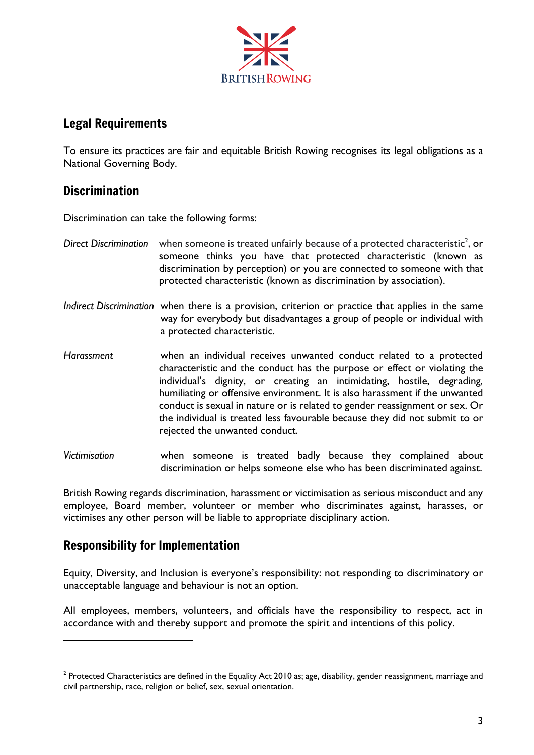## Legal Requirements

To ensure its practices are fair and equitable British Rowing recognises its legal obligations as a National Governing Body.

## Discrimination

Discrimination can take the following forms:

*Direct Discrimination* when someone is treated unfairly because of a protected characteristic[2], or someone thinks you have that protected characteristic (known as discrimination by perception) or you are connected to someone with that protected characteristic (known as discrimination by association).

*Indirect Discrimination* when there is a provision, criterion or practice that applies in the same way for everybody but disadvantages a group of people or individual with a protected characteristic.

*Harassment* when an individual receives unwanted conduct related to a protected characteristic and the conduct has the purpose or effect or violating the individual's dignity, or creating an intimidating, hostile, degrading, humiliating or offensive environment. It is also harassment if the unwanted conduct is sexual in nature or is related to gender reassignment or sex. Or the individual is treated less favourable because they did not submit to or rejected the unwanted conduct.

*Victimisation* when someone is treated badly because they complained about discrimination or helps someone else who has been discriminated against.

British Rowing regards discrimination, harassment or victimisation as serious misconduct and any employee, Board member, volunteer or member who discriminates against, harasses, or victimises any other person will be liable to appropriate disciplinary action.

## Responsibility for Implementation

Equity, Diversity, and Inclusion is everyone's responsibility: not responding to discriminatory or unacceptable language and behaviour is not an option.

All employees, members, volunteers, and officials have the responsibility to respect, act in accordance with and thereby support and promote the spirit and intentions of this policy.

---

[2] Protected Characteristics are defined in the Equality Act 2010 as; age, disability, gender reassignment, marriage and civil partnership, race, religion or belief, sex, sexual orientation.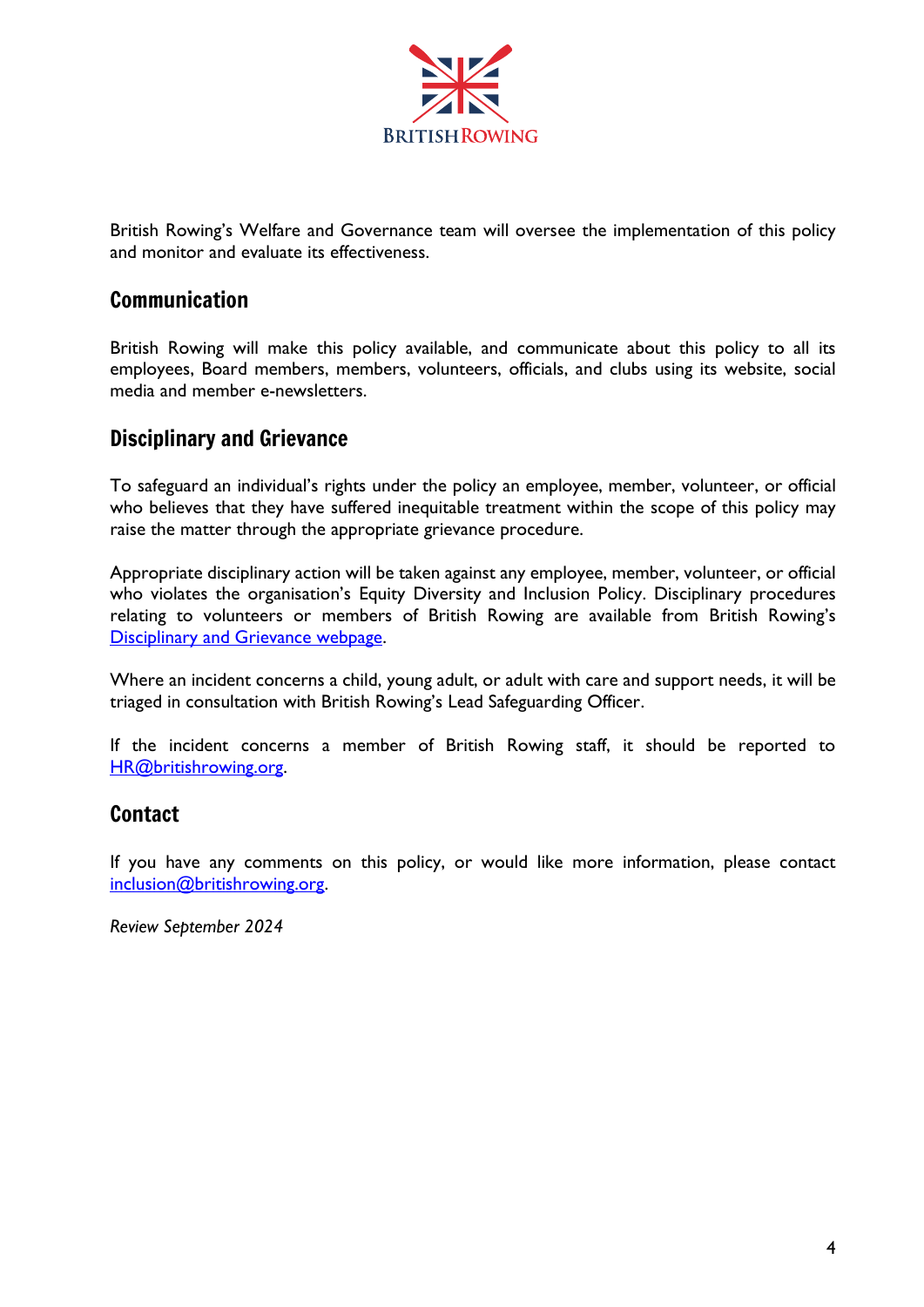British Rowing's Welfare and Governance team will oversee the implementation of this policy and monitor and evaluate its effectiveness.

## Communication

British Rowing will make this policy available, and communicate about this policy to all its employees, Board members, members, volunteers, officials, and clubs using its website, social media and member e-newsletters.

## Disciplinary and Grievance

To safeguard an individual's rights under the policy an employee, member, volunteer, or official who believes that they have suffered inequitable treatment within the scope of this policy may raise the matter through the appropriate grievance procedure.

Appropriate disciplinary action will be taken against any employee, member, volunteer, or official who violates the organisation's Equity Diversity and Inclusion Policy. Disciplinary procedures relating to volunteers or members of British Rowing are available from British Rowing's [Disciplinary and Grievance webpage](#).

Where an incident concerns a child, young adult, or adult with care and support needs, it will be triaged in consultation with British Rowing's Lead Safeguarding Officer.

If the incident concerns a member of British Rowing staff, it should be reported to [HR@britishrowing.org](mailto:HR@britishrowing.org).

## Contact

If you have any comments on this policy, or would like more information, please contact [inclusion@britishrowing.org](mailto:inclusion@britishrowing.org).

*Review September 2024*